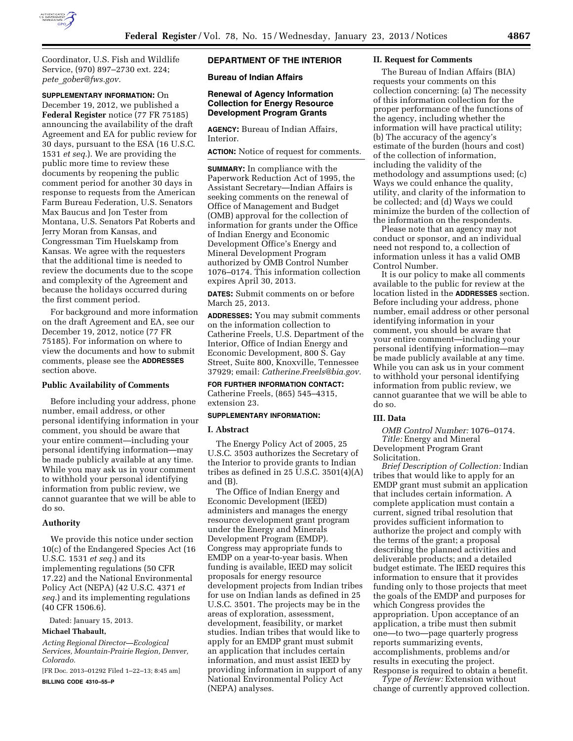Coordinator, U.S. Fish and Wildlife Service, (970) 897–2730 ext. 224; *pete_gober@fws.gov.*

**SUPPLEMENTARY INFORMATION:** On December 19, 2012, we published a **Federal Register** notice (77 FR 75185) announcing the availability of the draft Agreement and EA for public review for 30 days, pursuant to the ESA (16 U.S.C. 1531 *et seq.*). We are providing the public more time to review these documents by reopening the public comment period for another 30 days in response to requests from the American Farm Bureau Federation, U.S. Senators Max Baucus and Jon Tester from Montana, U.S. Senators Pat Roberts and Jerry Moran from Kansas, and Congressman Tim Huelskamp from Kansas. We agree with the requesters that the additional time is needed to review the documents due to the scope and complexity of the Agreement and because the holidays occurred during the first comment period.

For background and more information on the draft Agreement and EA, see our December 19, 2012, notice (77 FR 75185). For information on where to view the documents and how to submit comments, please see the **ADDRESSES** section above.

### Public Availability of Comments

Before including your address, phone number, email address, or other personal identifying information in your comment, you should be aware that your entire comment—including your personal identifying information—may be made publicly available at any time. While you may ask us in your comment to withhold your personal identifying information from public review, we cannot guarantee that we will be able to do so.

### Authority

We provide this notice under section 10(c) of the Endangered Species Act (16 U.S.C. 1531 *et seq.*) and its implementing regulations (50 CFR 17.22) and the National Environmental Policy Act (NEPA) (42 U.S.C. 4371 *et seq.*) and its implementing regulations (40 CFR 1506.6).

Dated: January 15, 2013.

**Michael Thabault,**

*Acting Regional Director—Ecological Services, Mountain-Prairie Region, Denver, Colorado.*

[FR Doc. 2013–01292 Filed 1–22–13; 8:45 am]

**BILLING CODE 4310–55–P**

## DEPARTMENT OF THE INTERIOR

### Bureau of Indian Affairs

### Renewal of Agency Information Collection for Energy Resource Development Program Grants

**AGENCY:** Bureau of Indian Affairs, Interior.

**ACTION:** Notice of request for comments.

**SUMMARY:** In compliance with the Paperwork Reduction Act of 1995, the Assistant Secretary—Indian Affairs is seeking comments on the renewal of Office of Management and Budget (OMB) approval for the collection of information for grants under the Office of Indian Energy and Economic Development Office's Energy and Mineral Development Program authorized by OMB Control Number 1076–0174. This information collection expires April 30, 2013.

**DATES:** Submit comments on or before March 25, 2013.

**ADDRESSES:** You may submit comments on the information collection to Catherine Freels, U.S. Department of the Interior, Office of Indian Energy and Economic Development, 800 S. Gay Street, Suite 800, Knoxville, Tennessee 37929; email: *Catherine.Freels@bia.gov.*

**FOR FURTHER INFORMATION CONTACT:** Catherine Freels, (865) 545–4315, extension 23.

**SUPPLEMENTARY INFORMATION:**

### I. Abstract

The Energy Policy Act of 2005, 25 U.S.C. 3503 authorizes the Secretary of the Interior to provide grants to Indian tribes as defined in 25 U.S.C. 3501(4)(A) and (B).

The Office of Indian Energy and Economic Development (IEED) administers and manages the energy resource development grant program under the Energy and Minerals Development Program (EMDP). Congress may appropriate funds to EMDP on a year-to-year basis. When funding is available, IEED may solicit proposals for energy resource development projects from Indian tribes for use on Indian lands as defined in 25 U.S.C. 3501. The projects may be in the areas of exploration, assessment, development, feasibility, or market studies. Indian tribes that would like to apply for an EMDP grant must submit an application that includes certain information, and must assist IEED by providing information in support of any National Environmental Policy Act (NEPA) analyses.

### II. Request for Comments

The Bureau of Indian Affairs (BIA) requests your comments on this collection concerning: (a) The necessity of this information collection for the proper performance of the functions of the agency, including whether the information will have practical utility; (b) The accuracy of the agency's estimate of the burden (hours and cost) of the collection of information, including the validity of the methodology and assumptions used; (c) Ways we could enhance the quality, utility, and clarity of the information to be collected; and (d) Ways we could minimize the burden of the collection of the information on the respondents.

Please note that an agency may not conduct or sponsor, and an individual need not respond to, a collection of information unless it has a valid OMB Control Number.

It is our policy to make all comments available to the public for review at the location listed in the **ADDRESSES** section. Before including your address, phone number, email address or other personal identifying information in your comment, you should be aware that your entire comment—including your personal identifying information—may be made publicly available at any time. While you can ask us in your comment to withhold your personal identifying information from public review, we cannot guarantee that we will be able to do so.

### III. Data

*OMB Control Number:* 1076–0174.

*Title:* Energy and Mineral Development Program Grant Solicitation.

*Brief Description of Collection:* Indian tribes that would like to apply for an EMDP grant must submit an application that includes certain information. A complete application must contain a current, signed tribal resolution that provides sufficient information to authorize the project and comply with the terms of the grant; a proposal describing the planned activities and deliverable products; and a detailed budget estimate. The IEED requires this information to ensure that it provides funding only to those projects that meet the goals of the EMDP and purposes for which Congress provides the appropriation. Upon acceptance of an application, a tribe must then submit one—to two—page quarterly progress reports summarizing events, accomplishments, problems and/or results in executing the project. Response is required to obtain a benefit.

*Type of Review:* Extension without change of currently approved collection.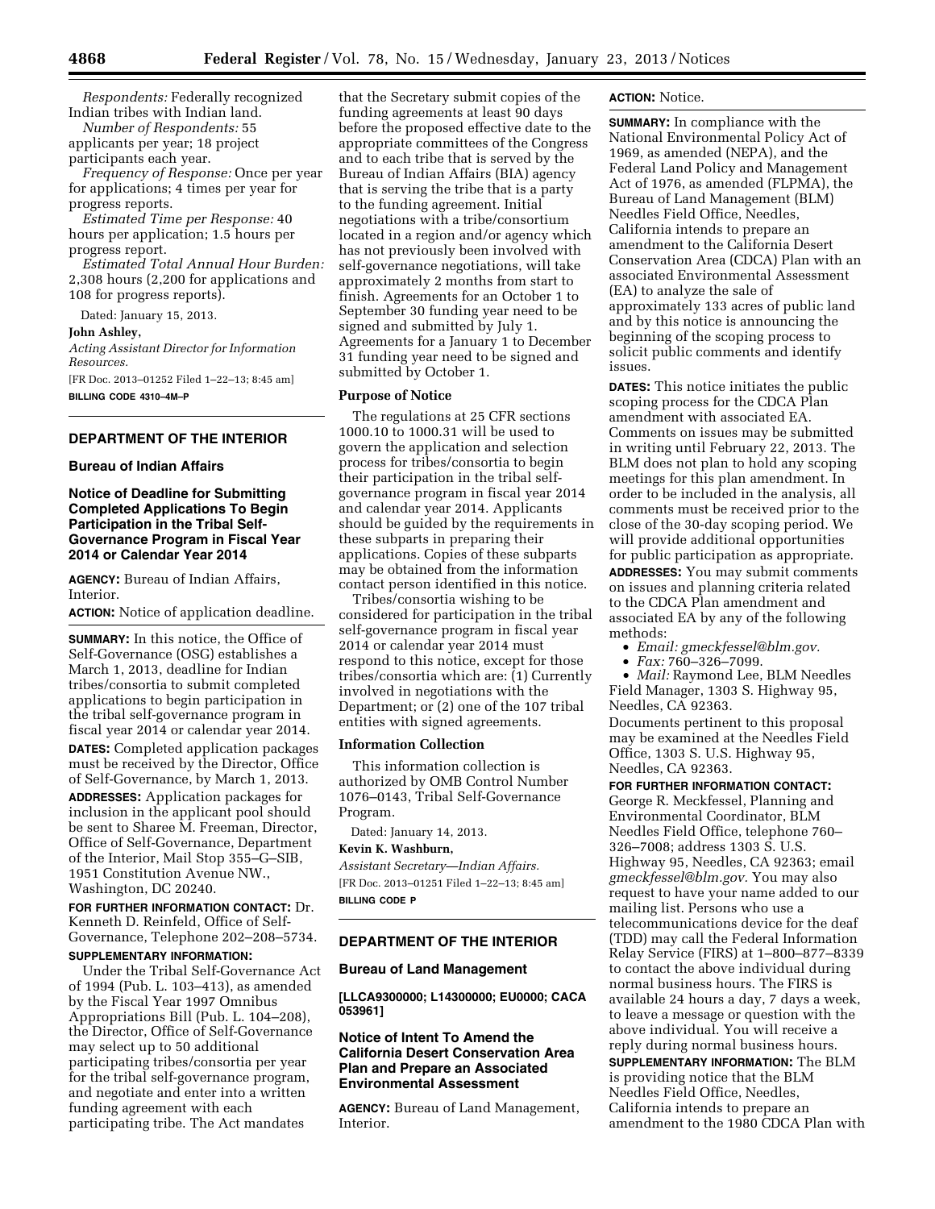*Respondents:* Federally recognized Indian tribes with Indian land.

*Number of Respondents:* 55 applicants per year; 18 project participants each year.

*Frequency of Response:* Once per year for applications; 4 times per year for progress reports.

*Estimated Time per Response:* 40 hours per application; 1.5 hours per progress report.

*Estimated Total Annual Hour Burden:* 2,308 hours (2,200 for applications and 108 for progress reports).

Dated: January 15, 2013.

**John Ashley,**

*Acting Assistant Director for Information Resources.*

[FR Doc. 2013–01252 Filed 1–22–13; 8:45 am]

**BILLING CODE 4310–4M–P**

---

## DEPARTMENT OF THE INTERIOR

### Bureau of Indian Affairs

### Notice of Deadline for Submitting Completed Applications To Begin Participation in the Tribal Self-Governance Program in Fiscal Year 2014 or Calendar Year 2014

**AGENCY:** Bureau of Indian Affairs, Interior.

**ACTION:** Notice of application deadline.

**SUMMARY:** In this notice, the Office of Self-Governance (OSG) establishes a March 1, 2013, deadline for Indian tribes/consortia to submit completed applications to begin participation in the tribal self-governance program in fiscal year 2014 or calendar year 2014.

**DATES:** Completed application packages must be received by the Director, Office of Self-Governance, by March 1, 2013.

**ADDRESSES:** Application packages for inclusion in the applicant pool should be sent to Sharee M. Freeman, Director, Office of Self-Governance, Department of the Interior, Mail Stop 355–G–SIB, 1951 Constitution Avenue NW., Washington, DC 20240.

**FOR FURTHER INFORMATION CONTACT:** Dr. Kenneth D. Reinfeld, Office of Self-Governance, Telephone 202–208–5734.

**SUPPLEMENTARY INFORMATION:**

Under the Tribal Self-Governance Act of 1994 (Pub. L. 103–413), as amended by the Fiscal Year 1997 Omnibus Appropriations Bill (Pub. L. 104–208), the Director, Office of Self-Governance may select up to 50 additional participating tribes/consortia per year for the tribal self-governance program, and negotiate and enter into a written funding agreement with each participating tribe. The Act mandates that the Secretary submit copies of the funding agreements at least 90 days before the proposed effective date to the appropriate committees of the Congress and to each tribe that is served by the Bureau of Indian Affairs (BIA) agency that is serving the tribe that is a party to the funding agreement. Initial negotiations with a tribe/consortium located in a region and/or agency which has not previously been involved with self-governance negotiations, will take approximately 2 months from start to finish. Agreements for an October 1 to September 30 funding year need to be signed and submitted by July 1. Agreements for a January 1 to December 31 funding year need to be signed and submitted by October 1.

#### Purpose of Notice

The regulations at 25 CFR sections 1000.10 to 1000.31 will be used to govern the application and selection process for tribes/consortia to begin their participation in the tribal self-governance program in fiscal year 2014 and calendar year 2014. Applicants should be guided by the requirements in these subparts in preparing their applications. Copies of these subparts may be obtained from the information contact person identified in this notice.

Tribes/consortia wishing to be considered for participation in the tribal self-governance program in fiscal year 2014 or calendar year 2014 must respond to this notice, except for those tribes/consortia which are: (1) Currently involved in negotiations with the Department; or (2) one of the 107 tribal entities with signed agreements.

#### Information Collection

This information collection is authorized by OMB Control Number 1076–0143, Tribal Self-Governance Program.

Dated: January 14, 2013.

**Kevin K. Washburn,**

*Assistant Secretary—Indian Affairs.*

[FR Doc. 2013–01251 Filed 1–22–13; 8:45 am]

**BILLING CODE P**

---

## DEPARTMENT OF THE INTERIOR

### Bureau of Land Management

**[LLCA9300000; L14300000; EU0000; CACA 053961]**

### Notice of Intent To Amend the California Desert Conservation Area Plan and Prepare an Associated Environmental Assessment

**AGENCY:** Bureau of Land Management, Interior.

**ACTION:** Notice.

**SUMMARY:** In compliance with the National Environmental Policy Act of 1969, as amended (NEPA), and the Federal Land Policy and Management Act of 1976, as amended (FLPMA), the Bureau of Land Management (BLM) Needles Field Office, Needles, California intends to prepare an amendment to the California Desert Conservation Area (CDCA) Plan with an associated Environmental Assessment (EA) to analyze the sale of approximately 133 acres of public land and by this notice is announcing the beginning of the scoping process to solicit public comments and identify issues.

**DATES:** This notice initiates the public scoping process for the CDCA Plan amendment with associated EA. Comments on issues may be submitted in writing until February 22, 2013. The BLM does not plan to hold any scoping meetings for this plan amendment. In order to be included in the analysis, all comments must be received prior to the close of the 30-day scoping period. We will provide additional opportunities for public participation as appropriate.

**ADDRESSES:** You may submit comments on issues and planning criteria related to the CDCA Plan amendment and associated EA by any of the following methods:

- *Email: gmeckfessel@blm.gov.*
- *Fax:* 760–326–7099.
- *Mail:* Raymond Lee, BLM Needles Field Manager, 1303 S. Highway 95, Needles, CA 92363.

Documents pertinent to this proposal may be examined at the Needles Field Office, 1303 S. U.S. Highway 95, Needles, CA 92363.

**FOR FURTHER INFORMATION CONTACT:** George R. Meckfessel, Planning and Environmental Coordinator, BLM Needles Field Office, telephone 760–326–7008; address 1303 S. U.S. Highway 95, Needles, CA 92363; email *gmeckfessel@blm.gov.* You may also request to have your name added to our mailing list. Persons who use a telecommunications device for the deaf (TDD) may call the Federal Information Relay Service (FIRS) at 1–800–877–8339 to contact the above individual during normal business hours. The FIRS is available 24 hours a day, 7 days a week, to leave a message or question with the above individual. You will receive a reply during normal business hours.

**SUPPLEMENTARY INFORMATION:** The BLM is providing notice that the BLM Needles Field Office, Needles, California intends to prepare an amendment to the 1980 CDCA Plan with